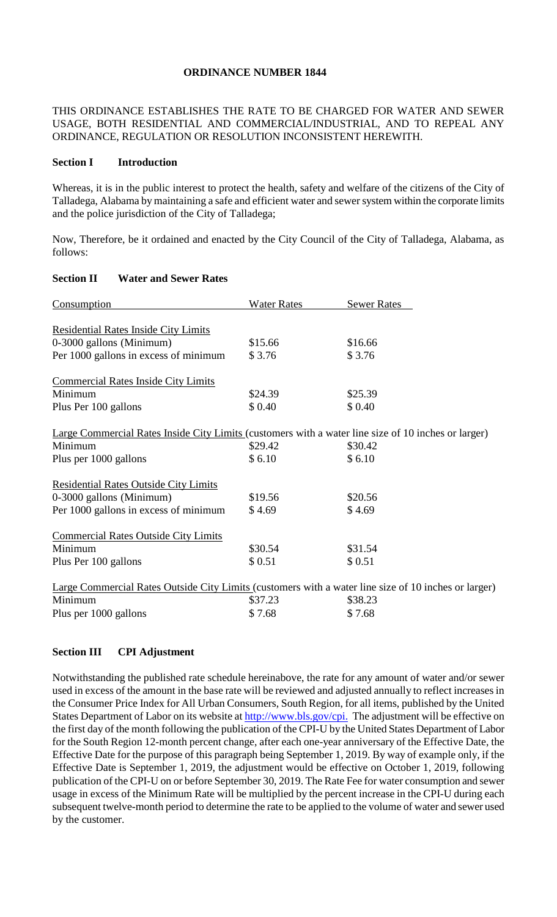# ORDINANCE NUMBER 1844

THIS ORDINANCE ESTABLISHES THE RATE TO BE CHARGED FOR WATER AND SEWER USAGE, BOTH RESIDENTIAL AND COMMERCIAL/INDUSTRIAL, AND TO REPEAL ANY ORDINANCE, REGULATION OR RESOLUTION INCONSISTENT HEREWITH.

## Section I Introduction

Whereas, it is in the public interest to protect the health, safety and welfare of the citizens of the City of Talladega, Alabama by maintaining a safe and efficient water and sewer system within the corporate limits and the police jurisdiction of the City of Talladega;

Now, Therefore, be it ordained and enacted by the City Council of the City of Talladega, Alabama, as follows:

## Section II Water and Sewer Rates

| Consumption | Water Rates | Sewer Rates |
|---|---|---|
| Residential Rates Inside City Limits | | |
| 0-3000 gallons (Minimum) | $15.66 | $16.66 |
| Per 1000 gallons in excess of minimum | $ 3.76 | $ 3.76 |
| Commercial Rates Inside City Limits | | |
| Minimum | $24.39 | $25.39 |
| Plus Per 100 gallons | $ 0.40 | $ 0.40 |
| Large Commercial Rates Inside City Limits (customers with a water line size of 10 inches or larger) | | |
| Minimum | $29.42 | $30.42 |
| Plus per 1000 gallons | $ 6.10 | $ 6.10 |
| Residential Rates Outside City Limits | | |
| 0-3000 gallons (Minimum) | $19.56 | $20.56 |
| Per 1000 gallons in excess of minimum | $ 4.69 | $ 4.69 |
| Commercial Rates Outside City Limits | | |
| Minimum | $30.54 | $31.54 |
| Plus Per 100 gallons | $ 0.51 | $ 0.51 |
| Large Commercial Rates Outside City Limits (customers with a water line size of 10 inches or larger) | | |
| Minimum | $37.23 | $38.23 |
| Plus per 1000 gallons | $ 7.68 | $ 7.68 |

## Section III CPI Adjustment

Notwithstanding the published rate schedule hereinabove, the rate for any amount of water and/or sewer used in excess of the amount in the base rate will be reviewed and adjusted annually to reflect increases in the Consumer Price Index for All Urban Consumers, South Region, for all items, published by the United States Department of Labor on its website at http://www.bls.gov/cpi. The adjustment will be effective on the first day of the month following the publication of the CPI-U by the United States Department of Labor for the South Region 12-month percent change, after each one-year anniversary of the Effective Date, the Effective Date for the purpose of this paragraph being September 1, 2019. By way of example only, if the Effective Date is September 1, 2019, the adjustment would be effective on October 1, 2019, following publication of the CPI-U on or before September 30, 2019. The Rate Fee for water consumption and sewer usage in excess of the Minimum Rate will be multiplied by the percent increase in the CPI-U during each subsequent twelve-month period to determine the rate to be applied to the volume of water and sewer used by the customer.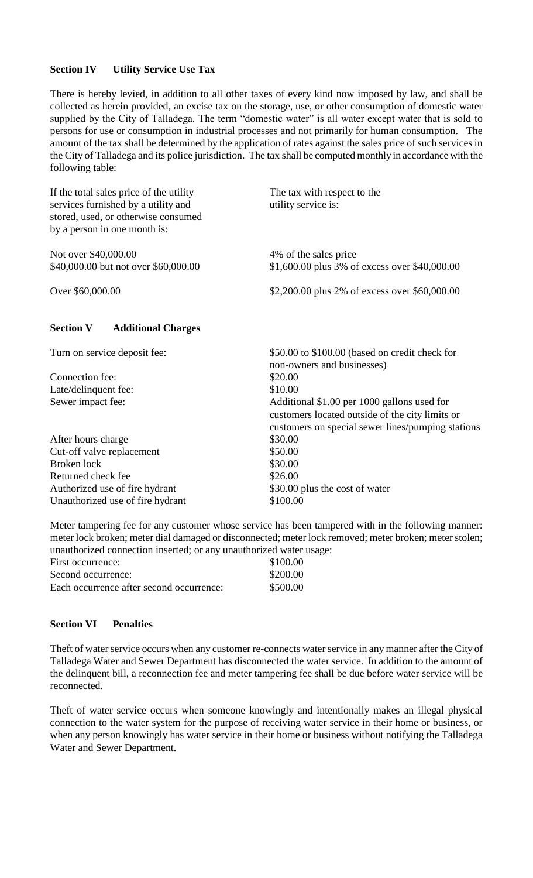**Section IV Utility Service Use Tax**

There is hereby levied, in addition to all other taxes of every kind now imposed by law, and shall be collected as herein provided, an excise tax on the storage, use, or other consumption of domestic water supplied by the City of Talladega. The term "domestic water" is all water except water that is sold to persons for use or consumption in industrial processes and not primarily for human consumption. The amount of the tax shall be determined by the application of rates against the sales price of such services in the City of Talladega and its police jurisdiction. The tax shall be computed monthly in accordance with the following table:

| If the total sales price of the utility services furnished by a utility and stored, used, or otherwise consumed by a person in one month is: | The tax with respect to the utility service is: |
|---|---|
| Not over $40,000.00 | 4% of the sales price |
| $40,000.00 but not over $60,000.00 | $1,600.00 plus 3% of excess over $40,000.00 |
| Over $60,000.00 | $2,200.00 plus 2% of excess over $60,000.00 |

**Section V Additional Charges**

| | |
|---|---|
| Turn on service deposit fee: | $50.00 to $100.00 (based on credit check for non-owners and businesses) |
| Connection fee: | $20.00 |
| Late/delinquent fee: | $10.00 |
| Sewer impact fee: | Additional $1.00 per 1000 gallons used for customers located outside of the city limits or customers on special sewer lines/pumping stations |
| After hours charge | $30.00 |
| Cut-off valve replacement | $50.00 |
| Broken lock | $30.00 |
| Returned check fee | $26.00 |
| Authorized use of fire hydrant | $30.00 plus the cost of water |
| Unauthorized use of fire hydrant | $100.00 |

Meter tampering fee for any customer whose service has been tampered with in the following manner: meter lock broken; meter dial damaged or disconnected; meter lock removed; meter broken; meter stolen; unauthorized connection inserted; or any unauthorized water usage:

| | |
|---|---|
| First occurrence: | $100.00 |
| Second occurrence: | $200.00 |
| Each occurrence after second occurrence: | $500.00 |

**Section VI Penalties**

Theft of water service occurs when any customer re-connects water service in any manner after the City of Talladega Water and Sewer Department has disconnected the water service. In addition to the amount of the delinquent bill, a reconnection fee and meter tampering fee shall be due before water service will be reconnected.

Theft of water service occurs when someone knowingly and intentionally makes an illegal physical connection to the water system for the purpose of receiving water service in their home or business, or when any person knowingly has water service in their home or business without notifying the Talladega Water and Sewer Department.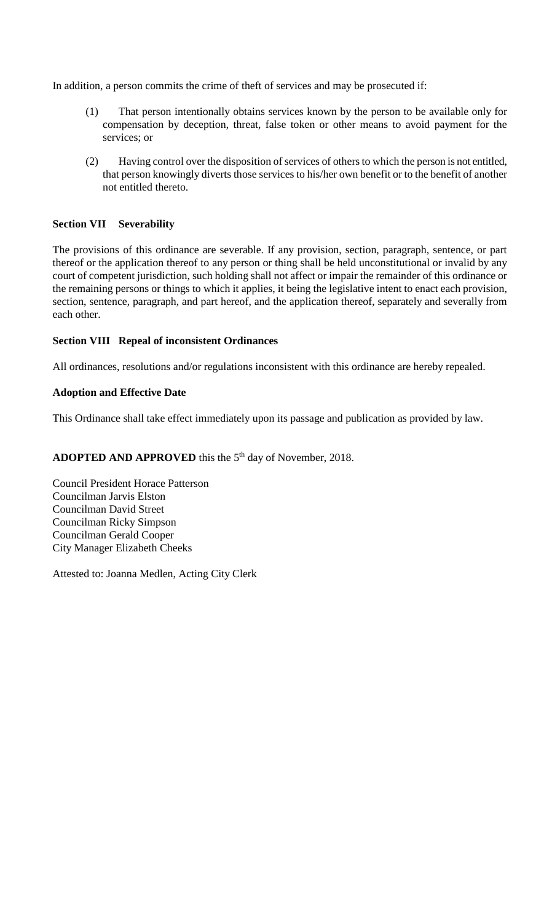In addition, a person commits the crime of theft of services and may be prosecuted if:

(1) That person intentionally obtains services known by the person to be available only for compensation by deception, threat, false token or other means to avoid payment for the services; or

(2) Having control over the disposition of services of others to which the person is not entitled, that person knowingly diverts those services to his/her own benefit or to the benefit of another not entitled thereto.

**Section VII Severability**

The provisions of this ordinance are severable. If any provision, section, paragraph, sentence, or part thereof or the application thereof to any person or thing shall be held unconstitutional or invalid by any court of competent jurisdiction, such holding shall not affect or impair the remainder of this ordinance or the remaining persons or things to which it applies, it being the legislative intent to enact each provision, section, sentence, paragraph, and part hereof, and the application thereof, separately and severally from each other.

**Section VIII Repeal of inconsistent Ordinances**

All ordinances, resolutions and/or regulations inconsistent with this ordinance are hereby repealed.

**Adoption and Effective Date**

This Ordinance shall take effect immediately upon its passage and publication as provided by law.

**ADOPTED AND APPROVED** this the 5th day of November, 2018.

Council President Horace Patterson
Councilman Jarvis Elston
Councilman David Street
Councilman Ricky Simpson
Councilman Gerald Cooper
City Manager Elizabeth Cheeks

Attested to: Joanna Medlen, Acting City Clerk